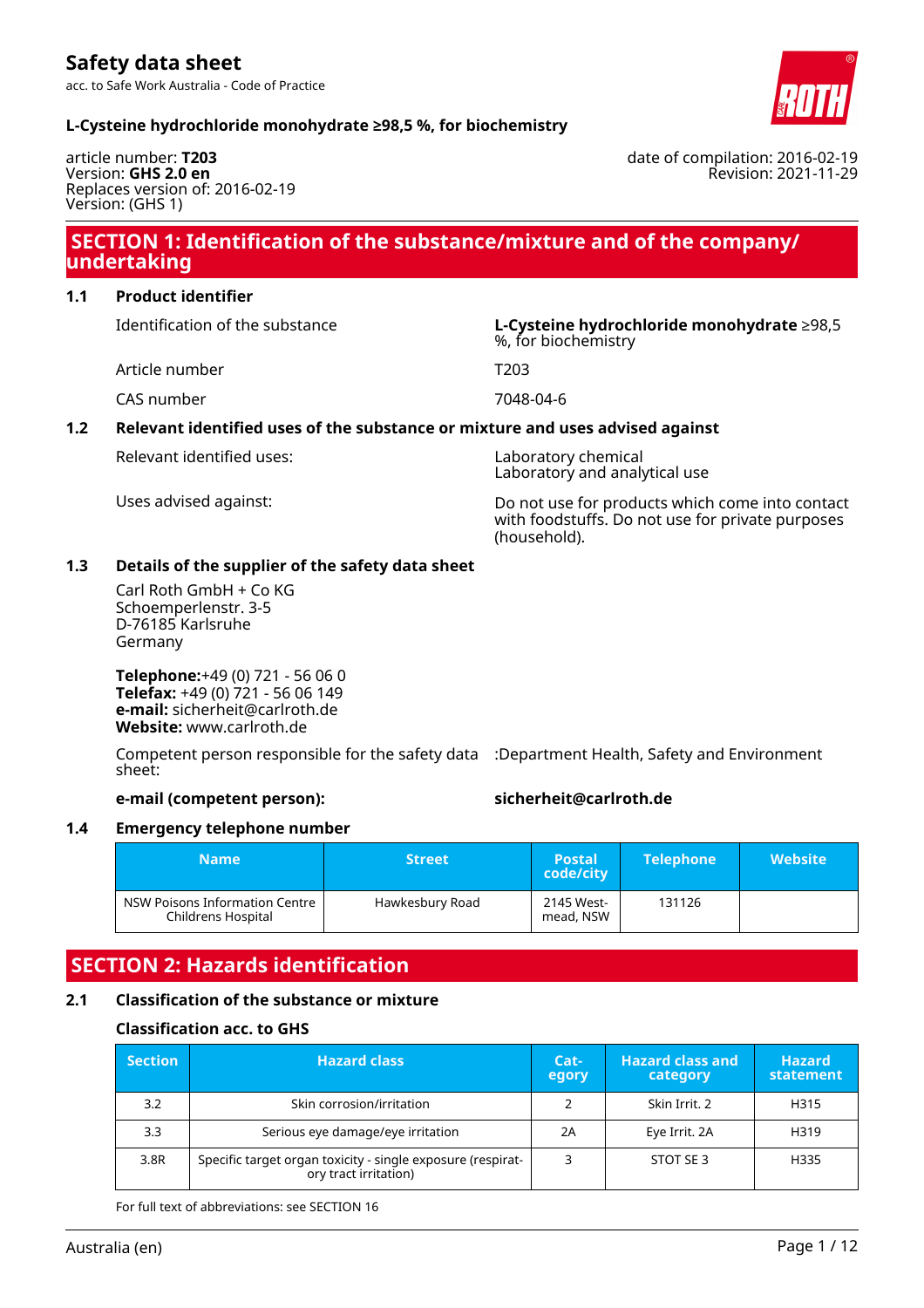# Safety data sheet

acc. to Safe Work Australia - Code of Practice

**L-Cysteine hydrochloride monohydrate ≥98,5 %, for biochemistry**

article number: **T203**
Version: **GHS 2.0 en**
Replaces version of: 2016-02-19
Version: (GHS 1)

date of compilation: 2016-02-19
Revision: 2021-11-29

## SECTION 1: Identification of the substance/mixture and of the company/undertaking

### 1.1 Product identifier

| | |
|---|---|
| Identification of the substance | **L-Cysteine hydrochloride monohydrate** ≥98,5 %, for biochemistry |
| Article number | T203 |
| CAS number | 7048-04-6 |

### 1.2 Relevant identified uses of the substance or mixture and uses advised against

| | |
|---|---|
| Relevant identified uses: | Laboratory chemical<br>Laboratory and analytical use |
| Uses advised against: | Do not use for products which come into contact with foodstuffs. Do not use for private purposes (household). |

### 1.3 Details of the supplier of the safety data sheet

Carl Roth GmbH + Co KG
Schoemperlenstr. 3-5
D-76185 Karlsruhe
Germany

**Telephone:**+49 (0) 721 - 56 06 0
**Telefax:** +49 (0) 721 - 56 06 149
**e-mail:** sicherheit@carlroth.de
**Website:** www.carlroth.de

Competent person responsible for the safety data sheet: :Department Health, Safety and Environment

**e-mail (competent person):** **sicherheit@carlroth.de**

### 1.4 Emergency telephone number

| Name | Street | Postal code/city | Telephone | Website |
|---|---|---|---|---|
| NSW Poisons Information Centre Childrens Hospital | Hawkesbury Road | 2145 Westmead, NSW | 131126 | |

## SECTION 2: Hazards identification

### 2.1 Classification of the substance or mixture

#### Classification acc. to GHS

| Section | Hazard class | Category | Hazard class and category | Hazard statement |
|---|---|---|---|---|
| 3.2 | Skin corrosion/irritation | 2 | Skin Irrit. 2 | H315 |
| 3.3 | Serious eye damage/eye irritation | 2A | Eye Irrit. 2A | H319 |
| 3.8R | Specific target organ toxicity - single exposure (respiratory tract irritation) | 3 | STOT SE 3 | H335 |

For full text of abbreviations: see SECTION 16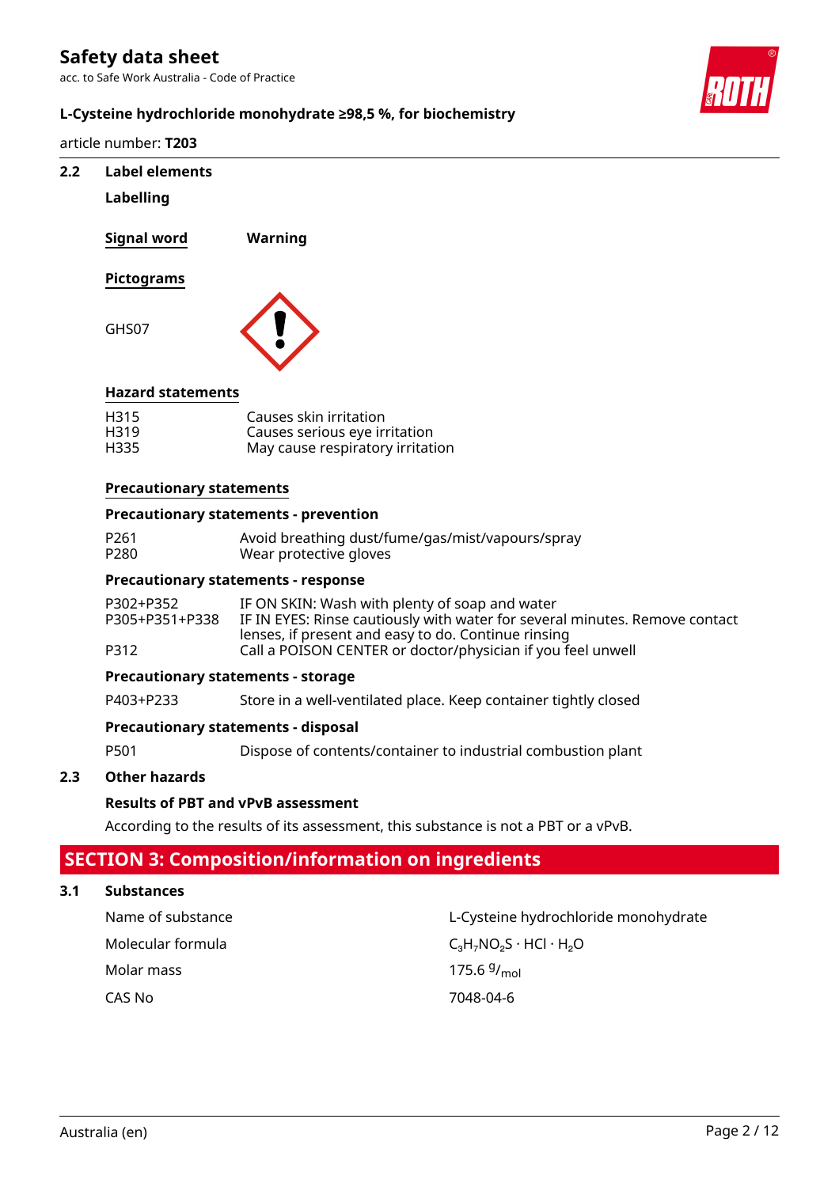### 2.2 Label elements

**Labelling**

**Signal word** Warning

**Pictograms**

GHS07

**Hazard statements**

| | |
|---|---|
| H315 | Causes skin irritation |
| H319 | Causes serious eye irritation |
| H335 | May cause respiratory irritation |

**Precautionary statements**

**Precautionary statements - prevention**

| | |
|---|---|
| P261 | Avoid breathing dust/fume/gas/mist/vapours/spray |
| P280 | Wear protective gloves |

**Precautionary statements - response**

| | |
|---|---|
| P302+P352 | IF ON SKIN: Wash with plenty of soap and water |
| P305+P351+P338 | IF IN EYES: Rinse cautiously with water for several minutes. Remove contact lenses, if present and easy to do. Continue rinsing |
| P312 | Call a POISON CENTER or doctor/physician if you feel unwell |

**Precautionary statements - storage**

| | |
|---|---|
| P403+P233 | Store in a well-ventilated place. Keep container tightly closed |

**Precautionary statements - disposal**

| | |
|---|---|
| P501 | Dispose of contents/container to industrial combustion plant |

### 2.3 Other hazards

**Results of PBT and vPvB assessment**

According to the results of its assessment, this substance is not a PBT or a vPvB.

## SECTION 3: Composition/information on ingredients

### 3.1 Substances

| | |
|---|---|
| Name of substance | L-Cysteine hydrochloride monohydrate |
| Molecular formula | $C_3H_7NO_2S \cdot HCl \cdot H_2O$ |
| Molar mass | 175.6 $^{g}/_{mol}$ |
| CAS No | 7048-04-6 |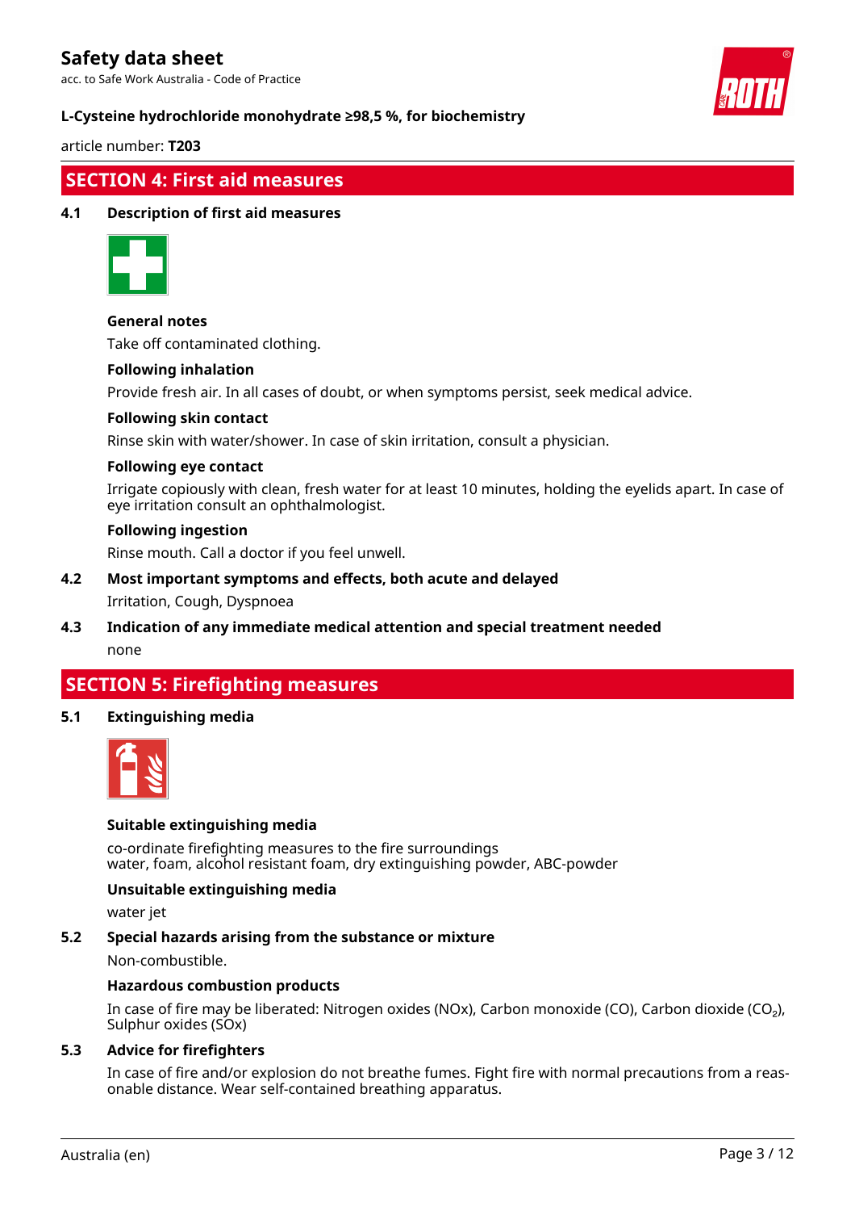## SECTION 4: First aid measures

### 4.1 Description of first aid measures

**General notes**

Take off contaminated clothing.

**Following inhalation**

Provide fresh air. In all cases of doubt, or when symptoms persist, seek medical advice.

**Following skin contact**

Rinse skin with water/shower. In case of skin irritation, consult a physician.

**Following eye contact**

Irrigate copiously with clean, fresh water for at least 10 minutes, holding the eyelids apart. In case of eye irritation consult an ophthalmologist.

**Following ingestion**

Rinse mouth. Call a doctor if you feel unwell.

### 4.2 Most important symptoms and effects, both acute and delayed

Irritation, Cough, Dyspnoea

### 4.3 Indication of any immediate medical attention and special treatment needed

none

## SECTION 5: Firefighting measures

### 5.1 Extinguishing media

**Suitable extinguishing media**

co-ordinate firefighting measures to the fire surroundings
water, foam, alcohol resistant foam, dry extinguishing powder, ABC-powder

**Unsuitable extinguishing media**

water jet

### 5.2 Special hazards arising from the substance or mixture

Non-combustible.

**Hazardous combustion products**

In case of fire may be liberated: Nitrogen oxides (NOx), Carbon monoxide (CO), Carbon dioxide ($CO_2$), Sulphur oxides (SOx)

### 5.3 Advice for firefighters

In case of fire and/or explosion do not breathe fumes. Fight fire with normal precautions from a reasonable distance. Wear self-contained breathing apparatus.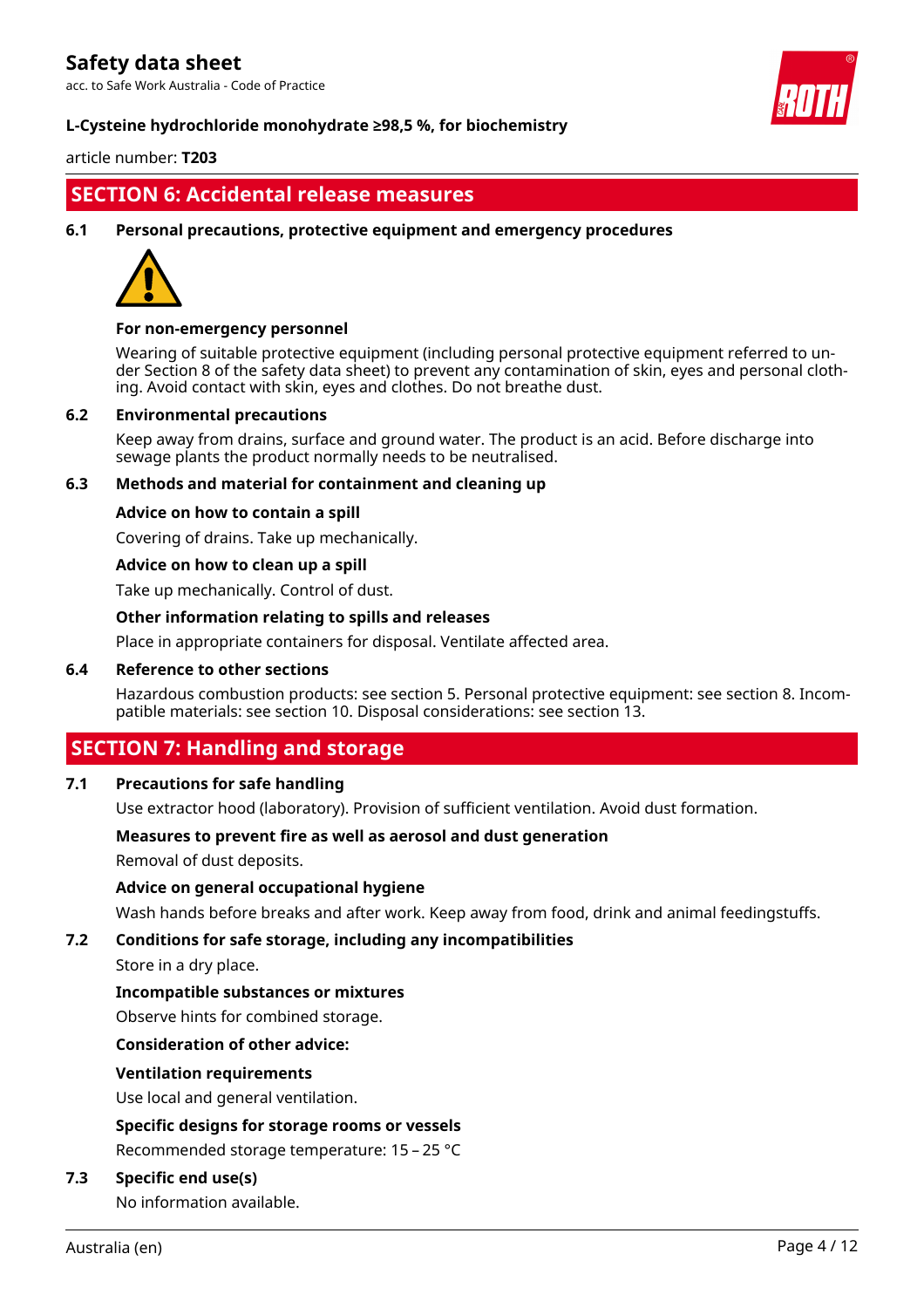## SECTION 6: Accidental release measures

### 6.1 Personal precautions, protective equipment and emergency procedures

**For non-emergency personnel**

Wearing of suitable protective equipment (including personal protective equipment referred to under Section 8 of the safety data sheet) to prevent any contamination of skin, eyes and personal clothing. Avoid contact with skin, eyes and clothes. Do not breathe dust.

### 6.2 Environmental precautions

Keep away from drains, surface and ground water. The product is an acid. Before discharge into sewage plants the product normally needs to be neutralised.

### 6.3 Methods and material for containment and cleaning up

**Advice on how to contain a spill**

Covering of drains. Take up mechanically.

**Advice on how to clean up a spill**

Take up mechanically. Control of dust.

**Other information relating to spills and releases**

Place in appropriate containers for disposal. Ventilate affected area.

### 6.4 Reference to other sections

Hazardous combustion products: see section 5. Personal protective equipment: see section 8. Incompatible materials: see section 10. Disposal considerations: see section 13.

## SECTION 7: Handling and storage

### 7.1 Precautions for safe handling

Use extractor hood (laboratory). Provision of sufficient ventilation. Avoid dust formation.

**Measures to prevent fire as well as aerosol and dust generation**

Removal of dust deposits.

**Advice on general occupational hygiene**

Wash hands before breaks and after work. Keep away from food, drink and animal feedingstuffs.

### 7.2 Conditions for safe storage, including any incompatibilities

Store in a dry place.

**Incompatible substances or mixtures**

Observe hints for combined storage.

**Consideration of other advice:**

**Ventilation requirements**

Use local and general ventilation.

**Specific designs for storage rooms or vessels**

Recommended storage temperature: 15 – 25 °C

### 7.3 Specific end use(s)

No information available.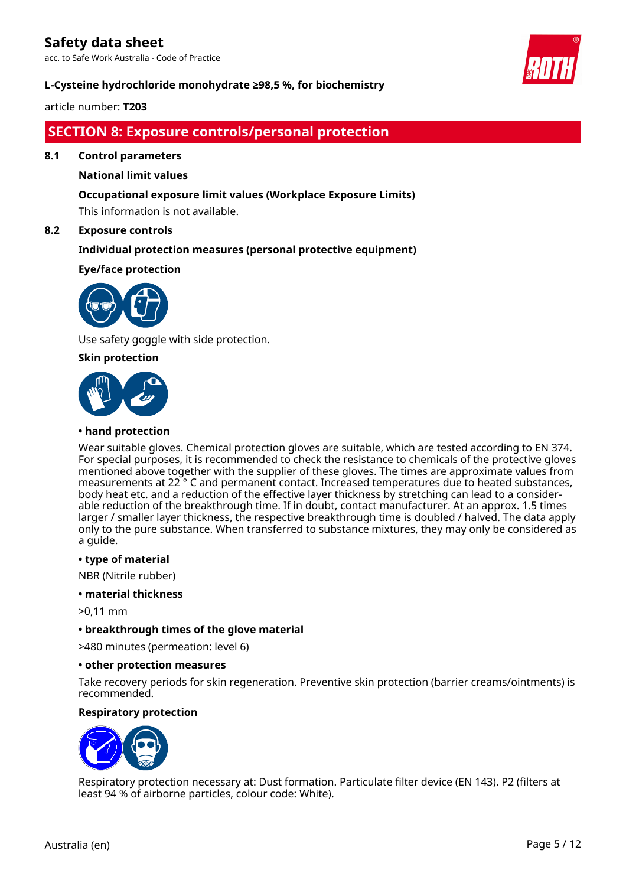## SECTION 8: Exposure controls/personal protection

### 8.1 Control parameters

**National limit values**

**Occupational exposure limit values (Workplace Exposure Limits)**

This information is not available.

### 8.2 Exposure controls

**Individual protection measures (personal protective equipment)**

**Eye/face protection**

Use safety goggle with side protection.

**Skin protection**

**• hand protection**

Wear suitable gloves. Chemical protection gloves are suitable, which are tested according to EN 374. For special purposes, it is recommended to check the resistance to chemicals of the protective gloves mentioned above together with the supplier of these gloves. The times are approximate values from measurements at 22 ° C and permanent contact. Increased temperatures due to heated substances, body heat etc. and a reduction of the effective layer thickness by stretching can lead to a considerable reduction of the breakthrough time. If in doubt, contact manufacturer. At an approx. 1.5 times larger / smaller layer thickness, the respective breakthrough time is doubled / halved. The data apply only to the pure substance. When transferred to substance mixtures, they may only be considered as a guide.

**• type of material**

NBR (Nitrile rubber)

**• material thickness**

>0,11 mm

**• breakthrough times of the glove material**

>480 minutes (permeation: level 6)

**• other protection measures**

Take recovery periods for skin regeneration. Preventive skin protection (barrier creams/ointments) is recommended.

**Respiratory protection**

Respiratory protection necessary at: Dust formation. Particulate filter device (EN 143). P2 (filters at least 94 % of airborne particles, colour code: White).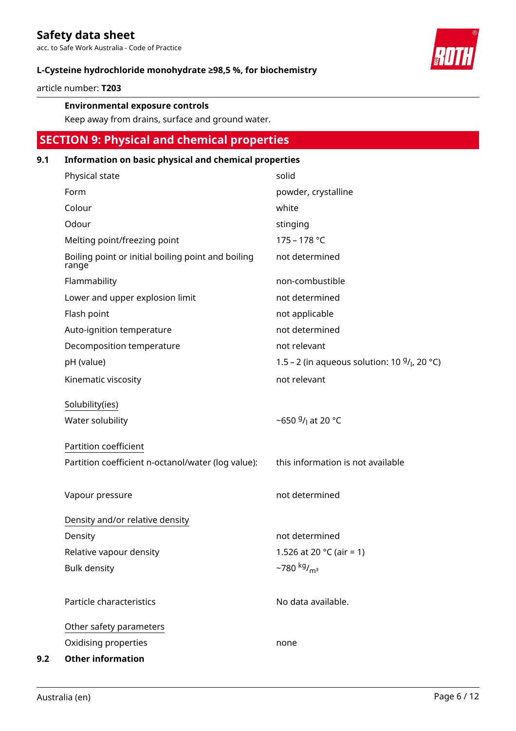**Environmental exposure controls**

Keep away from drains, surface and ground water.

## SECTION 9: Physical and chemical properties

### 9.1 Information on basic physical and chemical properties

| | |
|---|---|
| Physical state | solid |
| Form | powder, crystalline |
| Colour | white |
| Odour | stinging |
| Melting point/freezing point | 175 – 178 °C |
| Boiling point or initial boiling point and boiling range | not determined |
| Flammability | non-combustible |
| Lower and upper explosion limit | not determined |
| Flash point | not applicable |
| Auto-ignition temperature | not determined |
| Decomposition temperature | not relevant |
| pH (value) | 1.5 – 2 (in aqueous solution: 10 $^{g}/_{l}$, 20 °C) |
| Kinematic viscosity | not relevant |

Solubility(ies)

| | |
|---|---|
| Water solubility | ~650 $^{g}/_{l}$ at 20 °C |

Partition coefficient

| | |
|---|---|
| Partition coefficient n-octanol/water (log value): | this information is not available |
| Vapour pressure | not determined |

Density and/or relative density

| | |
|---|---|
| Density | not determined |
| Relative vapour density | 1.526 at 20 °C (air = 1) |
| Bulk density | ~780 $^{kg}/_{m^3}$ |
| Particle characteristics | No data available. |

Other safety parameters

| | |
|---|---|
| Oxidising properties | none |

### 9.2 Other information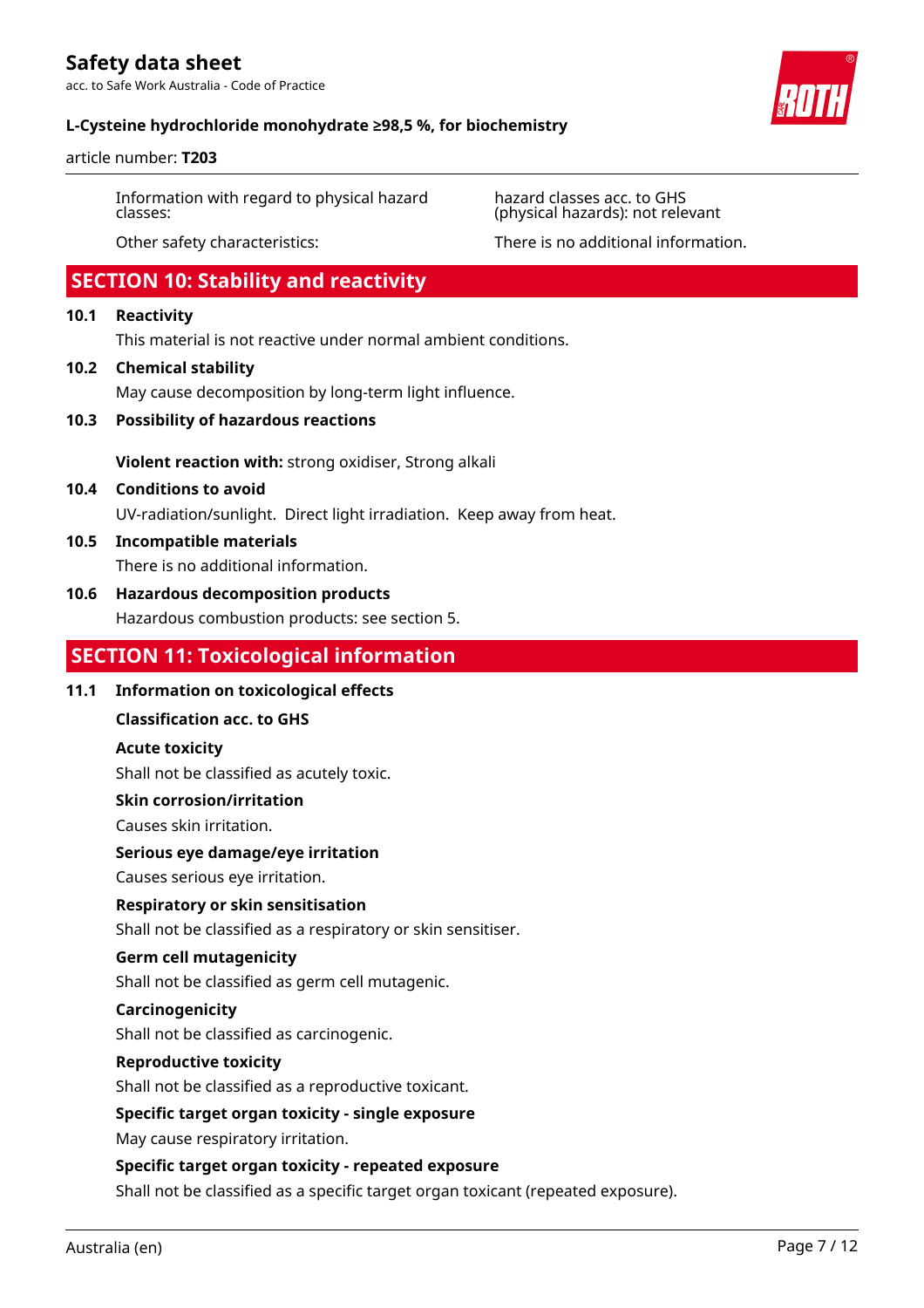| | |
|---|---|
| Information with regard to physical hazard classes: | hazard classes acc. to GHS (physical hazards): not relevant |
| Other safety characteristics: | There is no additional information. |

## SECTION 10: Stability and reactivity

**10.1 Reactivity**

This material is not reactive under normal ambient conditions.

**10.2 Chemical stability**

May cause decomposition by long-term light influence.

**10.3 Possibility of hazardous reactions**

**Violent reaction with:** strong oxidiser, Strong alkali

**10.4 Conditions to avoid**

UV-radiation/sunlight. Direct light irradiation. Keep away from heat.

**10.5 Incompatible materials**

There is no additional information.

**10.6 Hazardous decomposition products**

Hazardous combustion products: see section 5.

## SECTION 11: Toxicological information

**11.1 Information on toxicological effects**

**Classification acc. to GHS**

**Acute toxicity**

Shall not be classified as acutely toxic.

**Skin corrosion/irritation**

Causes skin irritation.

**Serious eye damage/eye irritation**

Causes serious eye irritation.

**Respiratory or skin sensitisation**

Shall not be classified as a respiratory or skin sensitiser.

**Germ cell mutagenicity**

Shall not be classified as germ cell mutagenic.

**Carcinogenicity**

Shall not be classified as carcinogenic.

**Reproductive toxicity**

Shall not be classified as a reproductive toxicant.

**Specific target organ toxicity - single exposure**

May cause respiratory irritation.

**Specific target organ toxicity - repeated exposure**

Shall not be classified as a specific target organ toxicant (repeated exposure).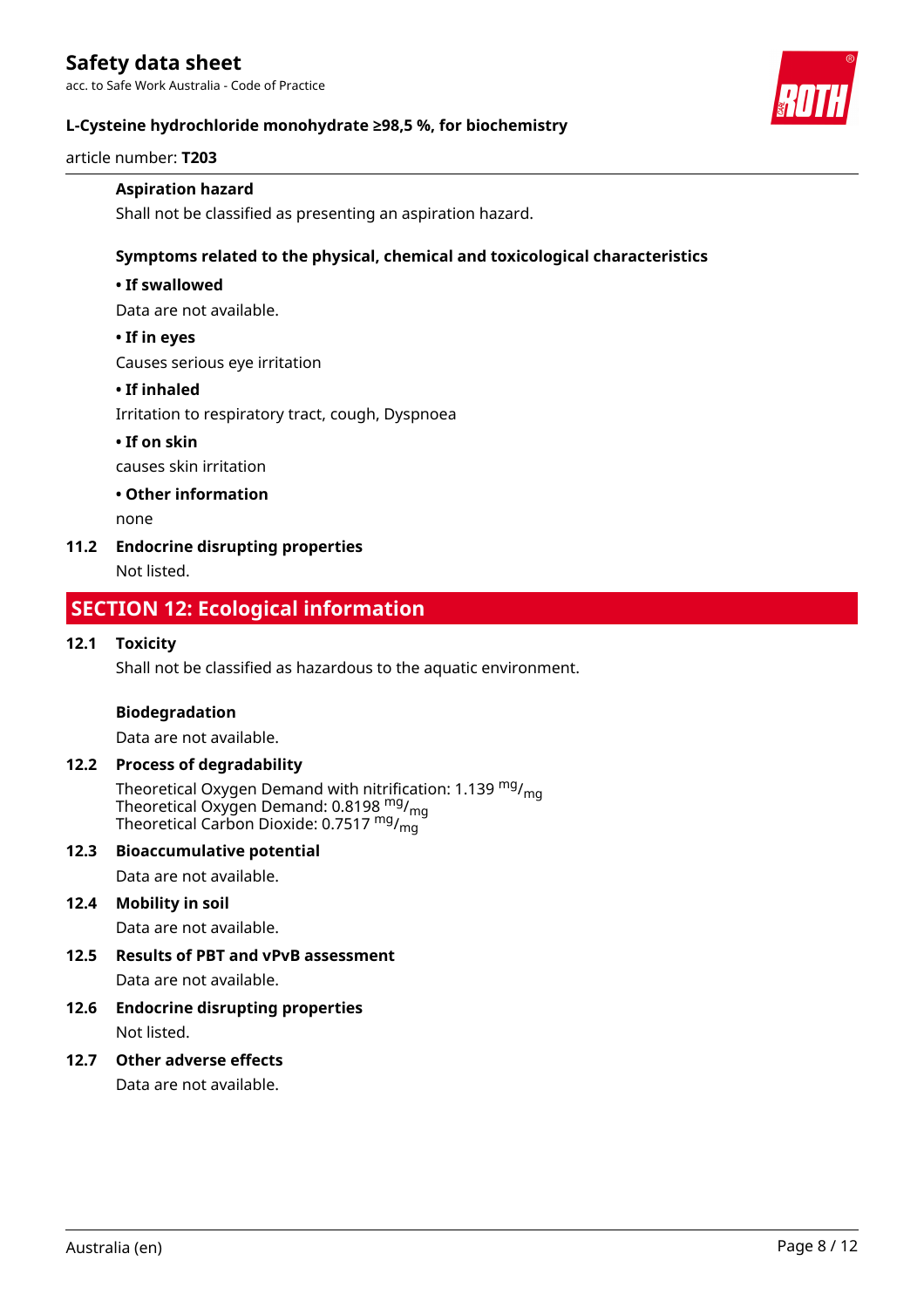#### Aspiration hazard

Shall not be classified as presenting an aspiration hazard.

#### Symptoms related to the physical, chemical and toxicological characteristics

**• If swallowed**

Data are not available.

**• If in eyes**

Causes serious eye irritation

**• If inhaled**

Irritation to respiratory tract, cough, Dyspnoea

**• If on skin**

causes skin irritation

**• Other information**

none

### 11.2 Endocrine disrupting properties

Not listed.

## SECTION 12: Ecological information

### 12.1 Toxicity

Shall not be classified as hazardous to the aquatic environment.

#### Biodegradation

Data are not available.

### 12.2 Process of degradability

Theoretical Oxygen Demand with nitrification: 1.139 $^{mg}/_{mg}$
Theoretical Oxygen Demand: 0.8198 $^{mg}/_{mg}$
Theoretical Carbon Dioxide: 0.7517 $^{mg}/_{mg}$

### 12.3 Bioaccumulative potential

Data are not available.

### 12.4 Mobility in soil

Data are not available.

### 12.5 Results of PBT and vPvB assessment

Data are not available.

### 12.6 Endocrine disrupting properties

Not listed.

### 12.7 Other adverse effects

Data are not available.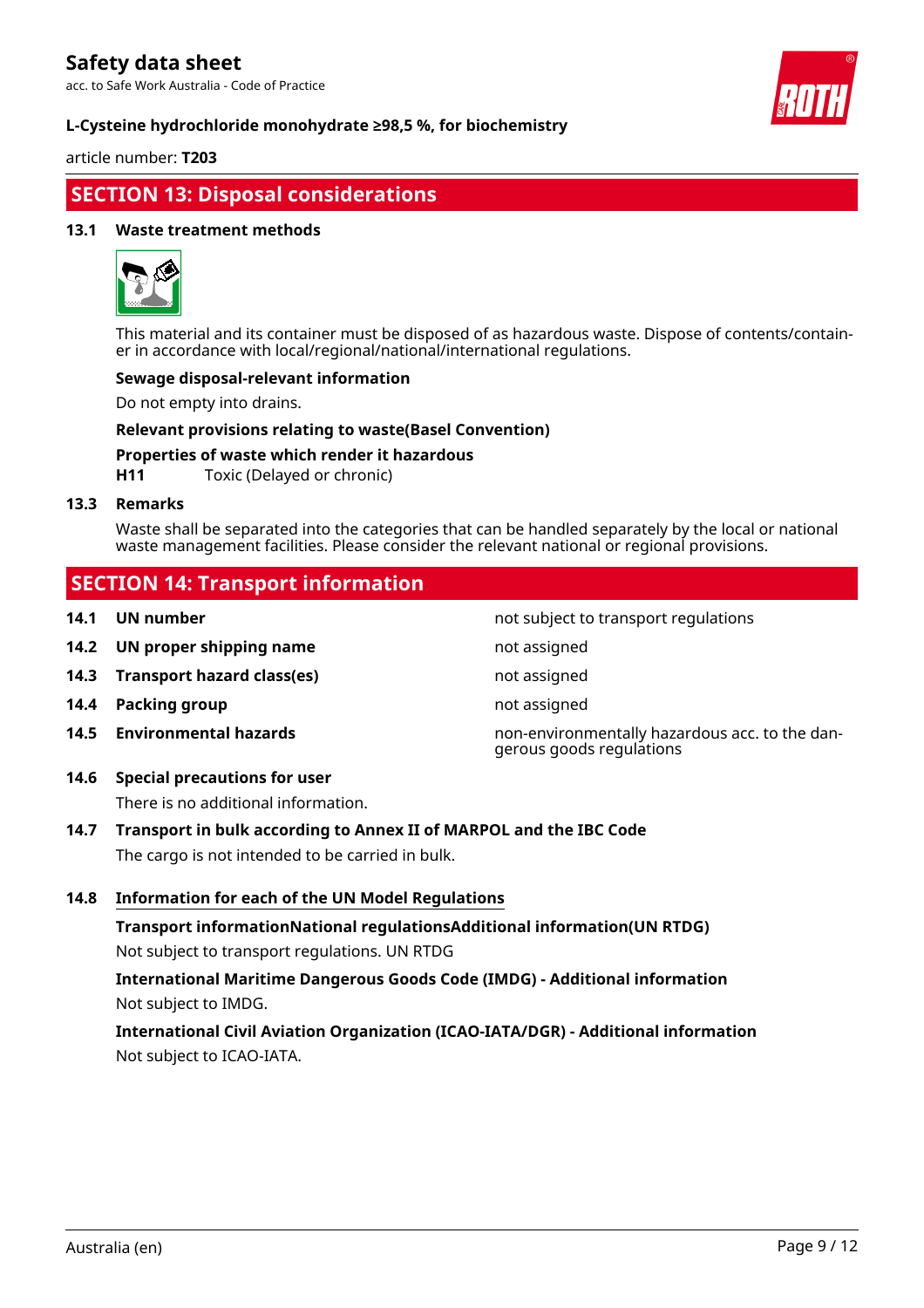## SECTION 13: Disposal considerations

### 13.1 Waste treatment methods

This material and its container must be disposed of as hazardous waste. Dispose of contents/container in accordance with local/regional/national/international regulations.

**Sewage disposal-relevant information**

Do not empty into drains.

**Relevant provisions relating to waste(Basel Convention)**

**Properties of waste which render it hazardous**

**H11** Toxic (Delayed or chronic)

### 13.3 Remarks

Waste shall be separated into the categories that can be handled separately by the local or national waste management facilities. Please consider the relevant national or regional provisions.

## SECTION 14: Transport information

| | | |
|---|---|---|
| **14.1** | **UN number** | not subject to transport regulations |
| **14.2** | **UN proper shipping name** | not assigned |
| **14.3** | **Transport hazard class(es)** | not assigned |
| **14.4** | **Packing group** | not assigned |
| **14.5** | **Environmental hazards** | non-environmentally hazardous acc. to the dangerous goods regulations |

### 14.6 Special precautions for user

There is no additional information.

### 14.7 Transport in bulk according to Annex II of MARPOL and the IBC Code

The cargo is not intended to be carried in bulk.

### 14.8 Information for each of the UN Model Regulations

**Transport informationNational regulationsAdditional information(UN RTDG)**

Not subject to transport regulations. UN RTDG

**International Maritime Dangerous Goods Code (IMDG) - Additional information**

Not subject to IMDG.

**International Civil Aviation Organization (ICAO-IATA/DGR) - Additional information**

Not subject to ICAO-IATA.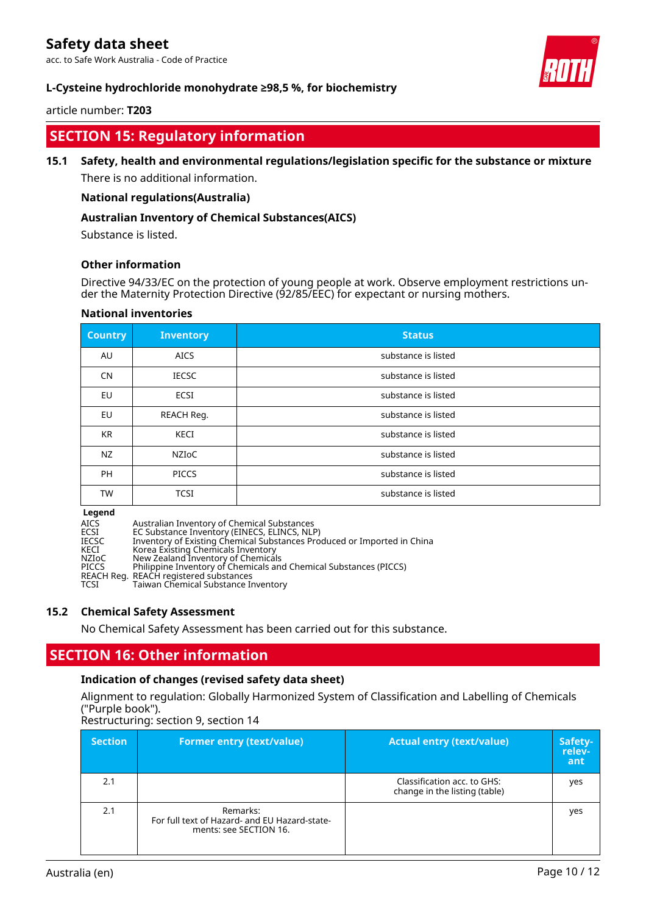## SECTION 15: Regulatory information

### 15.1 Safety, health and environmental regulations/legislation specific for the substance or mixture

There is no additional information.

**National regulations(Australia)**

**Australian Inventory of Chemical Substances(AICS)**

Substance is listed.

**Other information**

Directive 94/33/EC on the protection of young people at work. Observe employment restrictions under the Maternity Protection Directive (92/85/EEC) for expectant or nursing mothers.

**National inventories**

| Country | Inventory | Status |
|---|---|---|
| AU | AICS | substance is listed |
| CN | IECSC | substance is listed |
| EU | ECSI | substance is listed |
| EU | REACH Reg. | substance is listed |
| KR | KECI | substance is listed |
| NZ | NZIoC | substance is listed |
| PH | PICCS | substance is listed |
| TW | TCSI | substance is listed |

**Legend**

| | |
|---|---|
| AICS | Australian Inventory of Chemical Substances |
| ECSI | EC Substance Inventory (EINECS, ELINCS, NLP) |
| IECSC | Inventory of Existing Chemical Substances Produced or Imported in China |
| KECI | Korea Existing Chemicals Inventory |
| NZIoC | New Zealand Inventory of Chemicals |
| PICCS | Philippine Inventory of Chemicals and Chemical Substances (PICCS) |
| REACH Reg. | REACH registered substances |
| TCSI | Taiwan Chemical Substance Inventory |

### 15.2 Chemical Safety Assessment

No Chemical Safety Assessment has been carried out for this substance.

## SECTION 16: Other information

**Indication of changes (revised safety data sheet)**

Alignment to regulation: Globally Harmonized System of Classification and Labelling of Chemicals ("Purple book").
Restructuring: section 9, section 14

| Section | Former entry (text/value) | Actual entry (text/value) | Safety-relevant |
|---|---|---|---|
| 2.1 | | Classification acc. to GHS: change in the listing (table) | yes |
| 2.1 | Remarks: For full text of Hazard- and EU Hazard-statements: see SECTION 16. | | yes |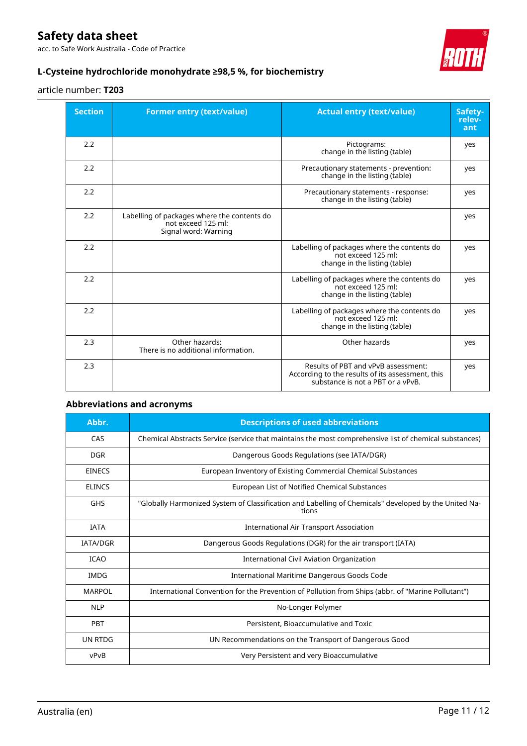| Section | Former entry (text/value) | Actual entry (text/value) | Safety-relevant |
|---|---|---|---|
| 2.2 | | Pictograms:<br>change in the listing (table) | yes |
| 2.2 | | Precautionary statements - prevention:<br>change in the listing (table) | yes |
| 2.2 | | Precautionary statements - response:<br>change in the listing (table) | yes |
| 2.2 | Labelling of packages where the contents do not exceed 125 ml:<br>Signal word: Warning | | yes |
| 2.2 | | Labelling of packages where the contents do not exceed 125 ml:<br>change in the listing (table) | yes |
| 2.2 | | Labelling of packages where the contents do not exceed 125 ml:<br>change in the listing (table) | yes |
| 2.2 | | Labelling of packages where the contents do not exceed 125 ml:<br>change in the listing (table) | yes |
| 2.3 | Other hazards:<br>There is no additional information. | Other hazards | yes |
| 2.3 | | Results of PBT and vPvB assessment:<br>According to the results of its assessment, this substance is not a PBT or a vPvB. | yes |

### Abbreviations and acronyms

| Abbr. | Descriptions of used abbreviations |
|---|---|
| CAS | Chemical Abstracts Service (service that maintains the most comprehensive list of chemical substances) |
| DGR | Dangerous Goods Regulations (see IATA/DGR) |
| EINECS | European Inventory of Existing Commercial Chemical Substances |
| ELINCS | European List of Notified Chemical Substances |
| GHS | "Globally Harmonized System of Classification and Labelling of Chemicals" developed by the United Nations |
| IATA | International Air Transport Association |
| IATA/DGR | Dangerous Goods Regulations (DGR) for the air transport (IATA) |
| ICAO | International Civil Aviation Organization |
| IMDG | International Maritime Dangerous Goods Code |
| MARPOL | International Convention for the Prevention of Pollution from Ships (abbr. of "Marine Pollutant") |
| NLP | No-Longer Polymer |
| PBT | Persistent, Bioaccumulative and Toxic |
| UN RTDG | UN Recommendations on the Transport of Dangerous Good |
| vPvB | Very Persistent and very Bioaccumulative |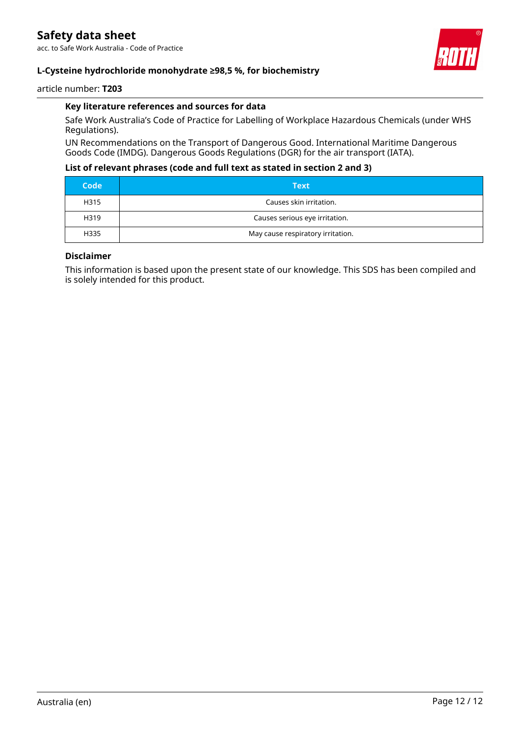### Key literature references and sources for data

Safe Work Australia's Code of Practice for Labelling of Workplace Hazardous Chemicals (under WHS Regulations).

UN Recommendations on the Transport of Dangerous Good. International Maritime Dangerous Goods Code (IMDG). Dangerous Goods Regulations (DGR) for the air transport (IATA).

### List of relevant phrases (code and full text as stated in section 2 and 3)

| Code | Text |
|---|---|
| H315 | Causes skin irritation. |
| H319 | Causes serious eye irritation. |
| H335 | May cause respiratory irritation. |

### Disclaimer

This information is based upon the present state of our knowledge. This SDS has been compiled and is solely intended for this product.